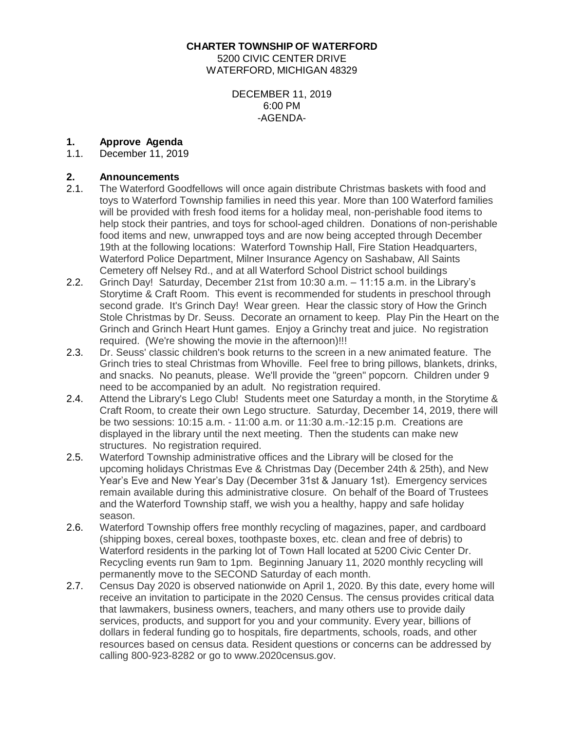**CHARTER TOWNSHIP OF WATERFORD**
5200 CIVIC CENTER DRIVE
WATERFORD, MICHIGAN 48329

DECEMBER 11, 2019
6:00 PM
-AGENDA-

**1. Approve Agenda**

1.1. December 11, 2019

**2. Announcements**

2.1. The Waterford Goodfellows will once again distribute Christmas baskets with food and toys to Waterford Township families in need this year. More than 100 Waterford families will be provided with fresh food items for a holiday meal, non-perishable food items to help stock their pantries, and toys for school-aged children. Donations of non-perishable food items and new, unwrapped toys and are now being accepted through December 19th at the following locations: Waterford Township Hall, Fire Station Headquarters, Waterford Police Department, Milner Insurance Agency on Sashabaw, All Saints Cemetery off Nelsey Rd., and at all Waterford School District school buildings

2.2. Grinch Day! Saturday, December 21st from 10:30 a.m. – 11:15 a.m. in the Library's Storytime & Craft Room. This event is recommended for students in preschool through second grade. It's Grinch Day! Wear green. Hear the classic story of How the Grinch Stole Christmas by Dr. Seuss. Decorate an ornament to keep. Play Pin the Heart on the Grinch and Grinch Heart Hunt games. Enjoy a Grinchy treat and juice. No registration required. (We're showing the movie in the afternoon)!!!

2.3. Dr. Seuss' classic children's book returns to the screen in a new animated feature. The Grinch tries to steal Christmas from Whoville. Feel free to bring pillows, blankets, drinks, and snacks. No peanuts, please. We'll provide the "green" popcorn. Children under 9 need to be accompanied by an adult. No registration required.

2.4. Attend the Library's Lego Club! Students meet one Saturday a month, in the Storytime & Craft Room, to create their own Lego structure. Saturday, December 14, 2019, there will be two sessions: 10:15 a.m. - 11:00 a.m. or 11:30 a.m.-12:15 p.m. Creations are displayed in the library until the next meeting. Then the students can make new structures. No registration required.

2.5. Waterford Township administrative offices and the Library will be closed for the upcoming holidays Christmas Eve & Christmas Day (December 24th & 25th), and New Year's Eve and New Year's Day (December 31st & January 1st). Emergency services remain available during this administrative closure. On behalf of the Board of Trustees and the Waterford Township staff, we wish you a healthy, happy and safe holiday season.

2.6. Waterford Township offers free monthly recycling of magazines, paper, and cardboard (shipping boxes, cereal boxes, toothpaste boxes, etc. clean and free of debris) to Waterford residents in the parking lot of Town Hall located at 5200 Civic Center Dr. Recycling events run 9am to 1pm. Beginning January 11, 2020 monthly recycling will permanently move to the SECOND Saturday of each month.

2.7. Census Day 2020 is observed nationwide on April 1, 2020. By this date, every home will receive an invitation to participate in the 2020 Census. The census provides critical data that lawmakers, business owners, teachers, and many others use to provide daily services, products, and support for you and your community. Every year, billions of dollars in federal funding go to hospitals, fire departments, schools, roads, and other resources based on census data. Resident questions or concerns can be addressed by calling 800-923-8282 or go to www.2020census.gov.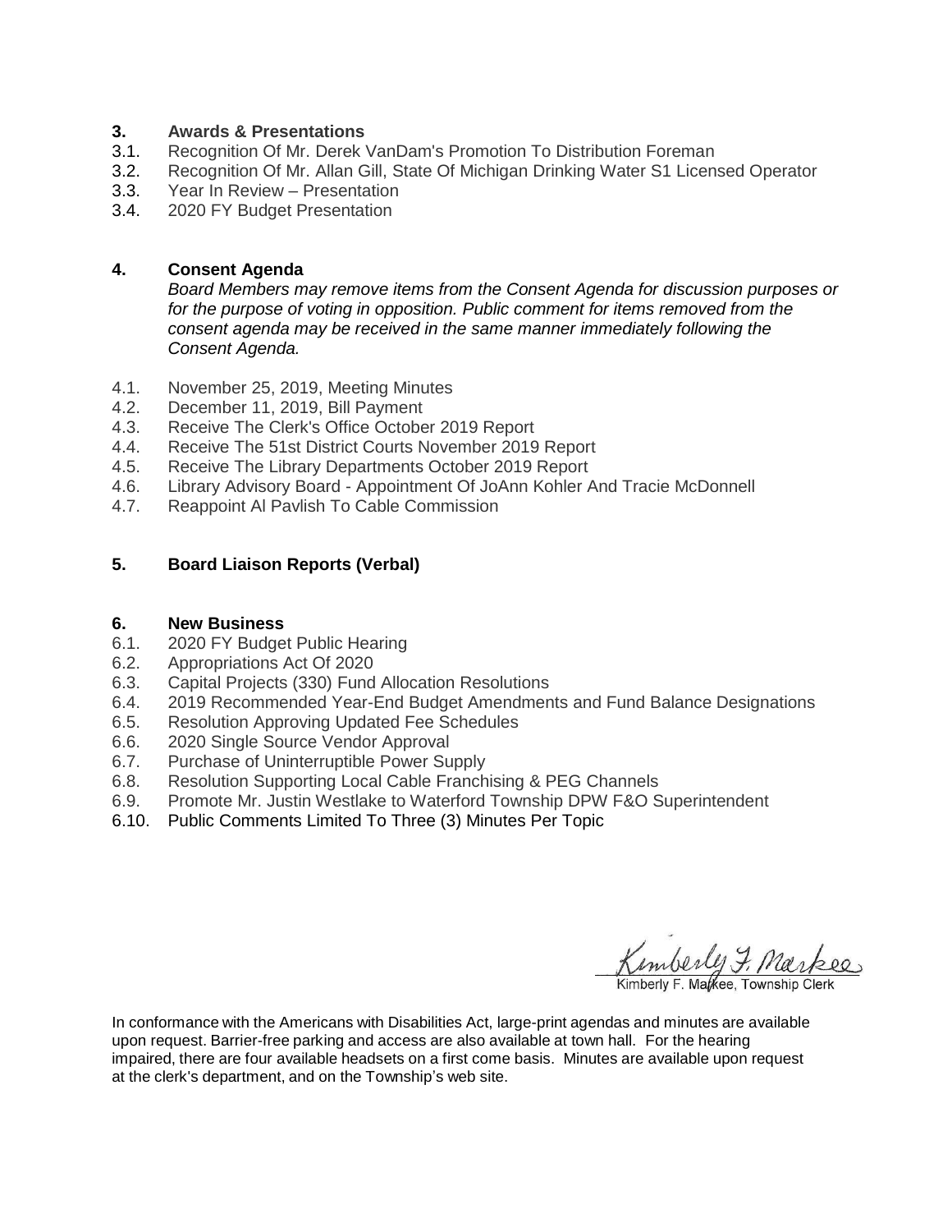## 3. Awards & Presentations

3.1. Recognition Of Mr. Derek VanDam's Promotion To Distribution Foreman
3.2. Recognition Of Mr. Allan Gill, State Of Michigan Drinking Water S1 Licensed Operator
3.3. Year In Review – Presentation
3.4. 2020 FY Budget Presentation

## 4. Consent Agenda

*Board Members may remove items from the Consent Agenda for discussion purposes or for the purpose of voting in opposition. Public comment for items removed from the consent agenda may be received in the same manner immediately following the Consent Agenda.*

4.1. November 25, 2019, Meeting Minutes
4.2. December 11, 2019, Bill Payment
4.3. Receive The Clerk's Office October 2019 Report
4.4. Receive The 51st District Courts November 2019 Report
4.5. Receive The Library Departments October 2019 Report
4.6. Library Advisory Board - Appointment Of JoAnn Kohler And Tracie McDonnell
4.7. Reappoint Al Pavlish To Cable Commission

## 5. Board Liaison Reports (Verbal)

## 6. New Business

6.1. 2020 FY Budget Public Hearing
6.2. Appropriations Act Of 2020
6.3. Capital Projects (330) Fund Allocation Resolutions
6.4. 2019 Recommended Year-End Budget Amendments and Fund Balance Designations
6.5. Resolution Approving Updated Fee Schedules
6.6. 2020 Single Source Vendor Approval
6.7. Purchase of Uninterruptible Power Supply
6.8. Resolution Supporting Local Cable Franchising & PEG Channels
6.9. Promote Mr. Justin Westlake to Waterford Township DPW F&O Superintendent
6.10. Public Comments Limited To Three (3) Minutes Per Topic

Kimberly F. Markee
Kimberly F. Markee, Township Clerk

In conformance with the Americans with Disabilities Act, large-print agendas and minutes are available upon request. Barrier-free parking and access are also available at town hall. For the hearing impaired, there are four available headsets on a first come basis. Minutes are available upon request at the clerk's department, and on the Township's web site.